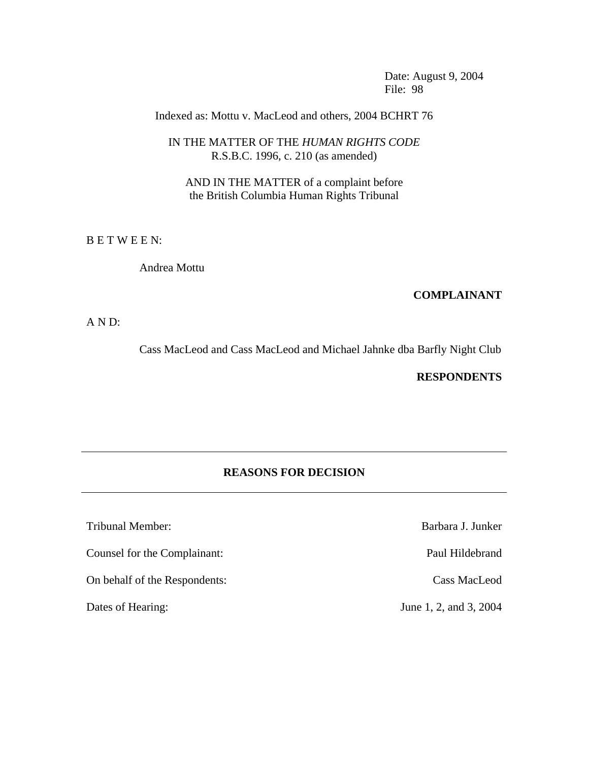Date: August 9, 2004
File: 98

Indexed as: Mottu v. MacLeod and others, 2004 BCHRT 76

IN THE MATTER OF THE *HUMAN RIGHTS CODE*
R.S.B.C. 1996, c. 210 (as amended)

AND IN THE MATTER of a complaint before
the British Columbia Human Rights Tribunal

B E T W E E N:

Andrea Mottu

**COMPLAINANT**

A N D:

Cass MacLeod and Cass MacLeod and Michael Jahnke dba Barfly Night Club

**RESPONDENTS**

---

**REASONS FOR DECISION**

---

Tribunal Member: Barbara J. Junker

Counsel for the Complainant: Paul Hildebrand

On behalf of the Respondents: Cass MacLeod

Dates of Hearing: June 1, 2, and 3, 2004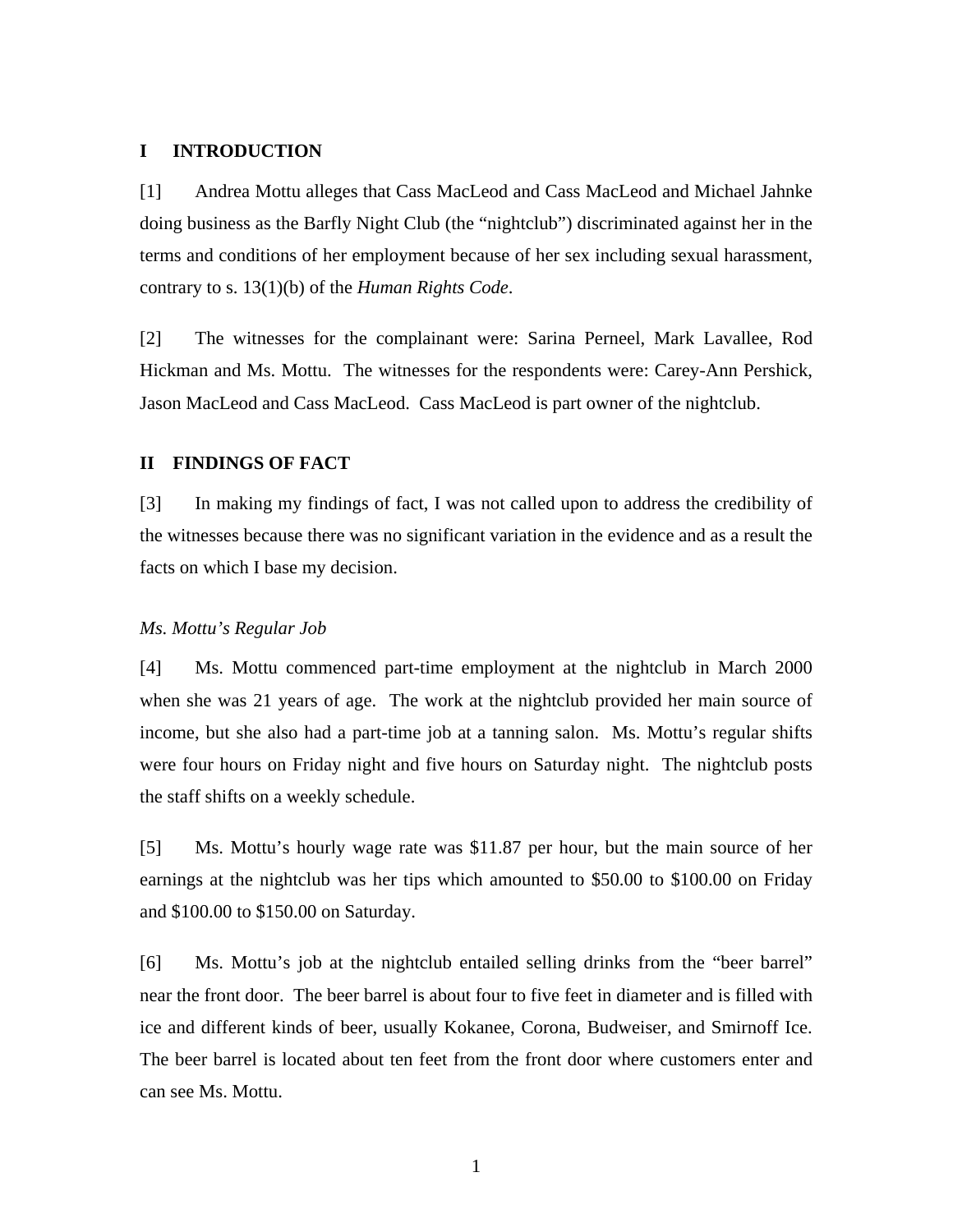## I INTRODUCTION

[1] Andrea Mottu alleges that Cass MacLeod and Cass MacLeod and Michael Jahnke doing business as the Barfly Night Club (the "nightclub") discriminated against her in the terms and conditions of her employment because of her sex including sexual harassment, contrary to s. 13(1)(b) of the *Human Rights Code*.

[2] The witnesses for the complainant were: Sarina Perneel, Mark Lavallee, Rod Hickman and Ms. Mottu. The witnesses for the respondents were: Carey-Ann Pershick, Jason MacLeod and Cass MacLeod. Cass MacLeod is part owner of the nightclub.

## II FINDINGS OF FACT

[3] In making my findings of fact, I was not called upon to address the credibility of the witnesses because there was no significant variation in the evidence and as a result the facts on which I base my decision.

### *Ms. Mottu's Regular Job*

[4] Ms. Mottu commenced part-time employment at the nightclub in March 2000 when she was 21 years of age. The work at the nightclub provided her main source of income, but she also had a part-time job at a tanning salon. Ms. Mottu's regular shifts were four hours on Friday night and five hours on Saturday night. The nightclub posts the staff shifts on a weekly schedule.

[5] Ms. Mottu's hourly wage rate was $11.87 per hour, but the main source of her earnings at the nightclub was her tips which amounted to $50.00 to $100.00 on Friday and $100.00 to $150.00 on Saturday.

[6] Ms. Mottu's job at the nightclub entailed selling drinks from the "beer barrel" near the front door. The beer barrel is about four to five feet in diameter and is filled with ice and different kinds of beer, usually Kokanee, Corona, Budweiser, and Smirnoff Ice. The beer barrel is located about ten feet from the front door where customers enter and can see Ms. Mottu.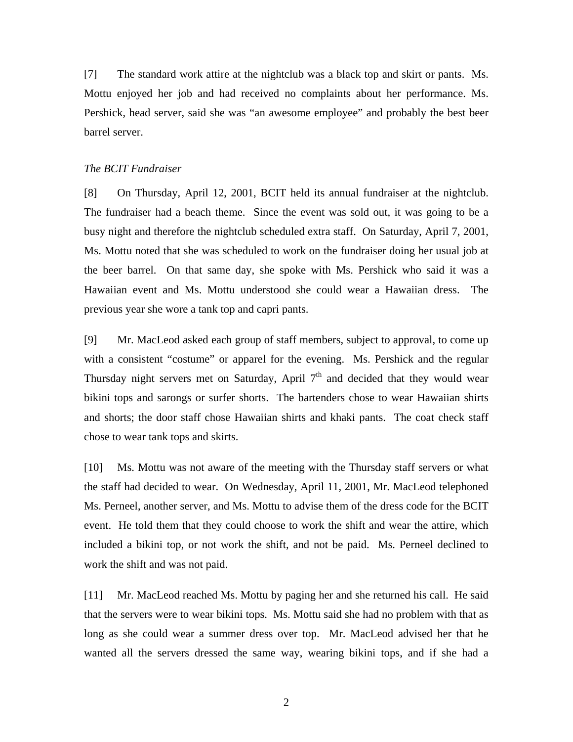[7] The standard work attire at the nightclub was a black top and skirt or pants. Ms. Mottu enjoyed her job and had received no complaints about her performance. Ms. Pershick, head server, said she was "an awesome employee" and probably the best beer barrel server.

*The BCIT Fundraiser*

[8] On Thursday, April 12, 2001, BCIT held its annual fundraiser at the nightclub. The fundraiser had a beach theme. Since the event was sold out, it was going to be a busy night and therefore the nightclub scheduled extra staff. On Saturday, April 7, 2001, Ms. Mottu noted that she was scheduled to work on the fundraiser doing her usual job at the beer barrel. On that same day, she spoke with Ms. Pershick who said it was a Hawaiian event and Ms. Mottu understood she could wear a Hawaiian dress. The previous year she wore a tank top and capri pants.

[9] Mr. MacLeod asked each group of staff members, subject to approval, to come up with a consistent "costume" or apparel for the evening. Ms. Pershick and the regular Thursday night servers met on Saturday, April 7th and decided that they would wear bikini tops and sarongs or surfer shorts. The bartenders chose to wear Hawaiian shirts and shorts; the door staff chose Hawaiian shirts and khaki pants. The coat check staff chose to wear tank tops and skirts.

[10] Ms. Mottu was not aware of the meeting with the Thursday staff servers or what the staff had decided to wear. On Wednesday, April 11, 2001, Mr. MacLeod telephoned Ms. Perneel, another server, and Ms. Mottu to advise them of the dress code for the BCIT event. He told them that they could choose to work the shift and wear the attire, which included a bikini top, or not work the shift, and not be paid. Ms. Perneel declined to work the shift and was not paid.

[11] Mr. MacLeod reached Ms. Mottu by paging her and she returned his call. He said that the servers were to wear bikini tops. Ms. Mottu said she had no problem with that as long as she could wear a summer dress over top. Mr. MacLeod advised her that he wanted all the servers dressed the same way, wearing bikini tops, and if she had a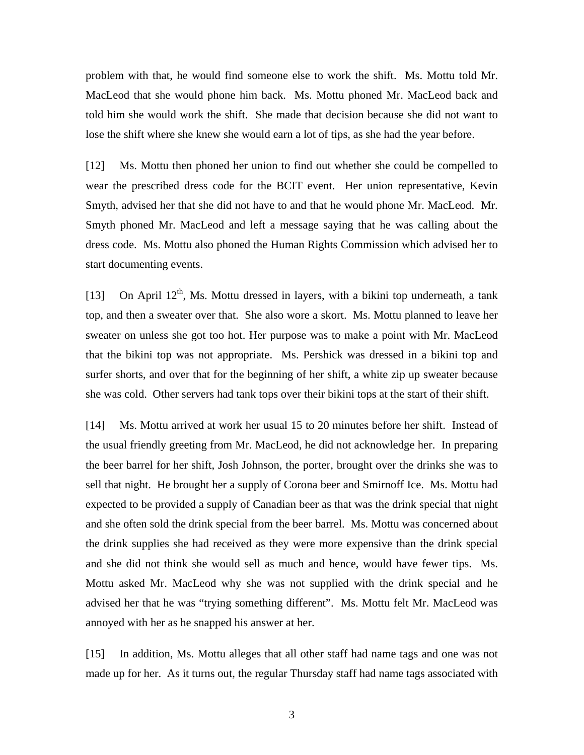problem with that, he would find someone else to work the shift. Ms. Mottu told Mr. MacLeod that she would phone him back. Ms. Mottu phoned Mr. MacLeod back and told him she would work the shift. She made that decision because she did not want to lose the shift where she knew she would earn a lot of tips, as she had the year before.

[12] Ms. Mottu then phoned her union to find out whether she could be compelled to wear the prescribed dress code for the BCIT event. Her union representative, Kevin Smyth, advised her that she did not have to and that he would phone Mr. MacLeod. Mr. Smyth phoned Mr. MacLeod and left a message saying that he was calling about the dress code. Ms. Mottu also phoned the Human Rights Commission which advised her to start documenting events.

[13] On April 12th, Ms. Mottu dressed in layers, with a bikini top underneath, a tank top, and then a sweater over that. She also wore a skort. Ms. Mottu planned to leave her sweater on unless she got too hot. Her purpose was to make a point with Mr. MacLeod that the bikini top was not appropriate. Ms. Pershick was dressed in a bikini top and surfer shorts, and over that for the beginning of her shift, a white zip up sweater because she was cold. Other servers had tank tops over their bikini tops at the start of their shift.

[14] Ms. Mottu arrived at work her usual 15 to 20 minutes before her shift. Instead of the usual friendly greeting from Mr. MacLeod, he did not acknowledge her. In preparing the beer barrel for her shift, Josh Johnson, the porter, brought over the drinks she was to sell that night. He brought her a supply of Corona beer and Smirnoff Ice. Ms. Mottu had expected to be provided a supply of Canadian beer as that was the drink special that night and she often sold the drink special from the beer barrel. Ms. Mottu was concerned about the drink supplies she had received as they were more expensive than the drink special and she did not think she would sell as much and hence, would have fewer tips. Ms. Mottu asked Mr. MacLeod why she was not supplied with the drink special and he advised her that he was "trying something different". Ms. Mottu felt Mr. MacLeod was annoyed with her as he snapped his answer at her.

[15] In addition, Ms. Mottu alleges that all other staff had name tags and one was not made up for her. As it turns out, the regular Thursday staff had name tags associated with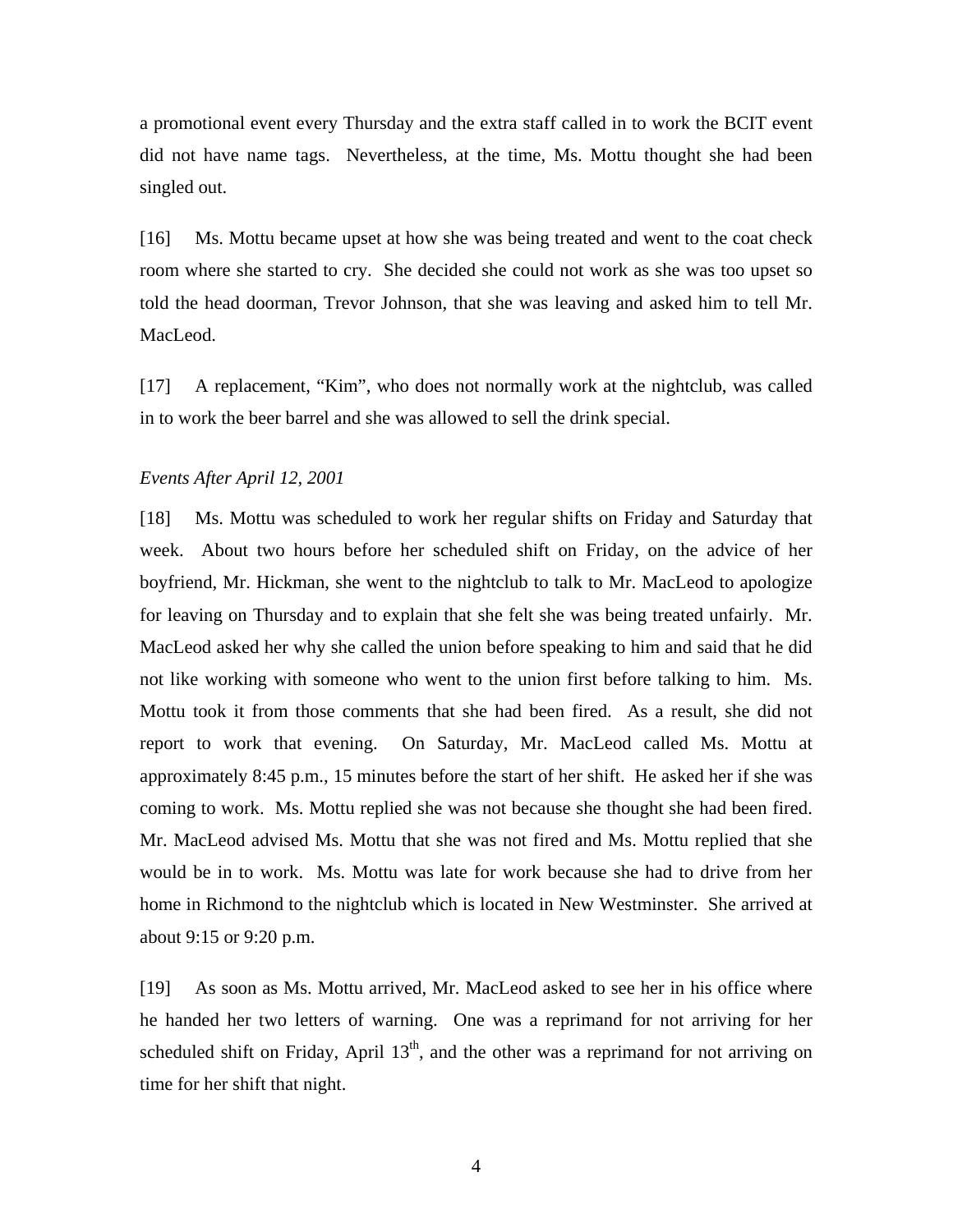a promotional event every Thursday and the extra staff called in to work the BCIT event did not have name tags. Nevertheless, at the time, Ms. Mottu thought she had been singled out.

[16] Ms. Mottu became upset at how she was being treated and went to the coat check room where she started to cry. She decided she could not work as she was too upset so told the head doorman, Trevor Johnson, that she was leaving and asked him to tell Mr. MacLeod.

[17] A replacement, "Kim", who does not normally work at the nightclub, was called in to work the beer barrel and she was allowed to sell the drink special.

*Events After April 12, 2001*

[18] Ms. Mottu was scheduled to work her regular shifts on Friday and Saturday that week. About two hours before her scheduled shift on Friday, on the advice of her boyfriend, Mr. Hickman, she went to the nightclub to talk to Mr. MacLeod to apologize for leaving on Thursday and to explain that she felt she was being treated unfairly. Mr. MacLeod asked her why she called the union before speaking to him and said that he did not like working with someone who went to the union first before talking to him. Ms. Mottu took it from those comments that she had been fired. As a result, she did not report to work that evening. On Saturday, Mr. MacLeod called Ms. Mottu at approximately 8:45 p.m., 15 minutes before the start of her shift. He asked her if she was coming to work. Ms. Mottu replied she was not because she thought she had been fired. Mr. MacLeod advised Ms. Mottu that she was not fired and Ms. Mottu replied that she would be in to work. Ms. Mottu was late for work because she had to drive from her home in Richmond to the nightclub which is located in New Westminster. She arrived at about 9:15 or 9:20 p.m.

[19] As soon as Ms. Mottu arrived, Mr. MacLeod asked to see her in his office where he handed her two letters of warning. One was a reprimand for not arriving for her scheduled shift on Friday, April 13th, and the other was a reprimand for not arriving on time for her shift that night.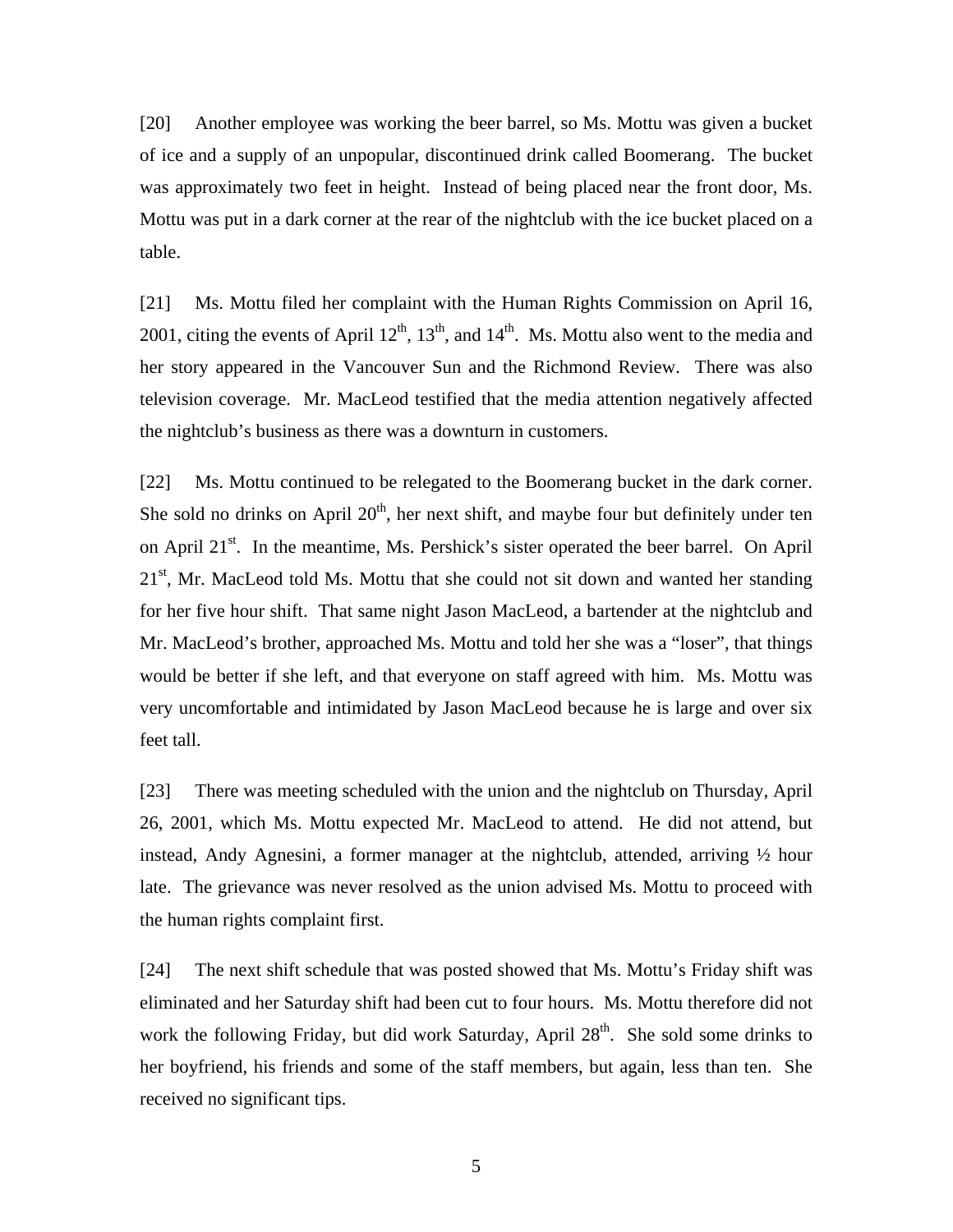[20] Another employee was working the beer barrel, so Ms. Mottu was given a bucket of ice and a supply of an unpopular, discontinued drink called Boomerang. The bucket was approximately two feet in height. Instead of being placed near the front door, Ms. Mottu was put in a dark corner at the rear of the nightclub with the ice bucket placed on a table.

[21] Ms. Mottu filed her complaint with the Human Rights Commission on April 16, 2001, citing the events of April 12th, 13th, and 14th. Ms. Mottu also went to the media and her story appeared in the Vancouver Sun and the Richmond Review. There was also television coverage. Mr. MacLeod testified that the media attention negatively affected the nightclub's business as there was a downturn in customers.

[22] Ms. Mottu continued to be relegated to the Boomerang bucket in the dark corner. She sold no drinks on April 20th, her next shift, and maybe four but definitely under ten on April 21st. In the meantime, Ms. Pershick's sister operated the beer barrel. On April 21st, Mr. MacLeod told Ms. Mottu that she could not sit down and wanted her standing for her five hour shift. That same night Jason MacLeod, a bartender at the nightclub and Mr. MacLeod's brother, approached Ms. Mottu and told her she was a "loser", that things would be better if she left, and that everyone on staff agreed with him. Ms. Mottu was very uncomfortable and intimidated by Jason MacLeod because he is large and over six feet tall.

[23] There was meeting scheduled with the union and the nightclub on Thursday, April 26, 2001, which Ms. Mottu expected Mr. MacLeod to attend. He did not attend, but instead, Andy Agnesini, a former manager at the nightclub, attended, arriving ½ hour late. The grievance was never resolved as the union advised Ms. Mottu to proceed with the human rights complaint first.

[24] The next shift schedule that was posted showed that Ms. Mottu's Friday shift was eliminated and her Saturday shift had been cut to four hours. Ms. Mottu therefore did not work the following Friday, but did work Saturday, April 28th. She sold some drinks to her boyfriend, his friends and some of the staff members, but again, less than ten. She received no significant tips.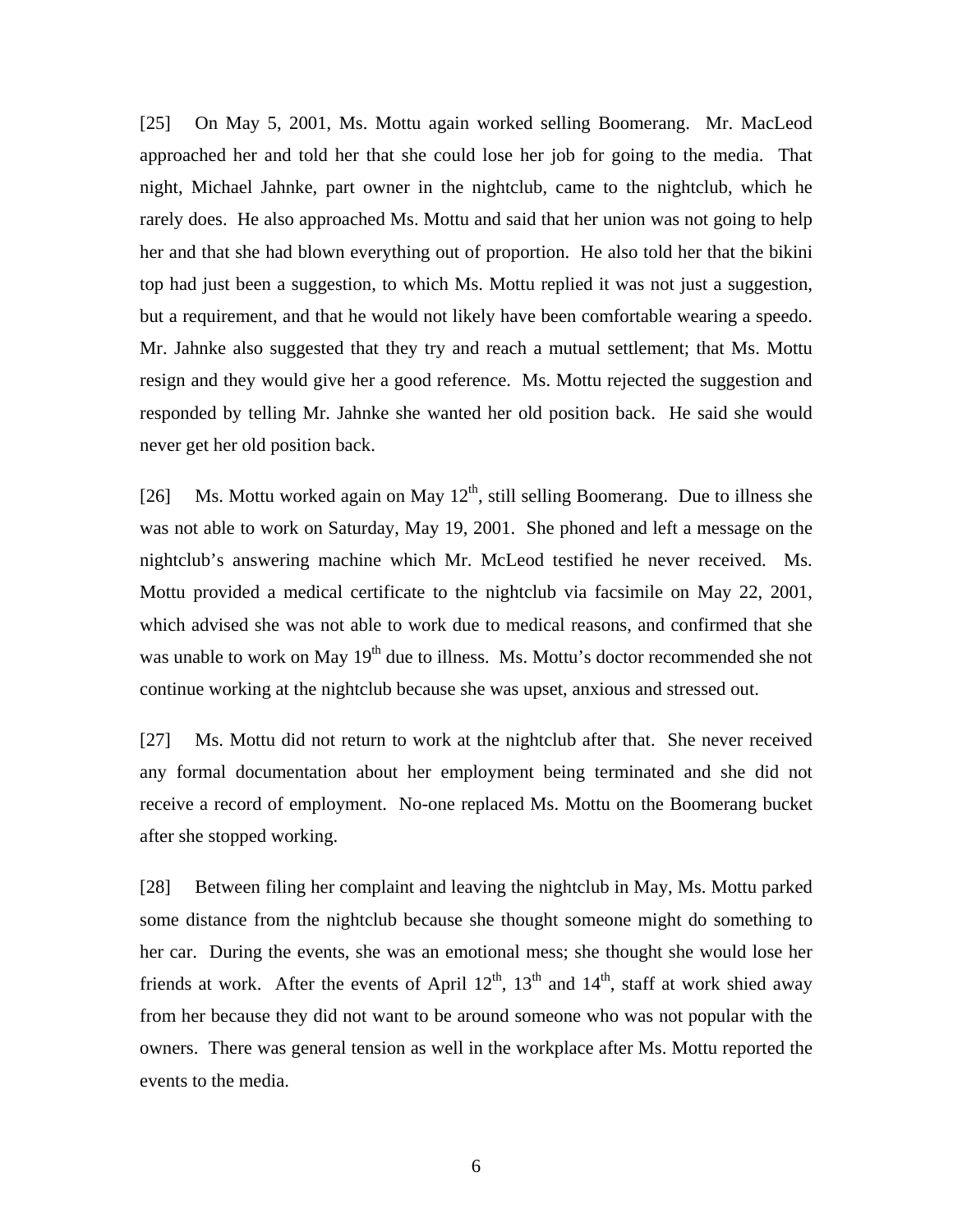[25] On May 5, 2001, Ms. Mottu again worked selling Boomerang. Mr. MacLeod approached her and told her that she could lose her job for going to the media. That night, Michael Jahnke, part owner in the nightclub, came to the nightclub, which he rarely does. He also approached Ms. Mottu and said that her union was not going to help her and that she had blown everything out of proportion. He also told her that the bikini top had just been a suggestion, to which Ms. Mottu replied it was not just a suggestion, but a requirement, and that he would not likely have been comfortable wearing a speedo. Mr. Jahnke also suggested that they try and reach a mutual settlement; that Ms. Mottu resign and they would give her a good reference. Ms. Mottu rejected the suggestion and responded by telling Mr. Jahnke she wanted her old position back. He said she would never get her old position back.

[26] Ms. Mottu worked again on May 12th, still selling Boomerang. Due to illness she was not able to work on Saturday, May 19, 2001. She phoned and left a message on the nightclub's answering machine which Mr. McLeod testified he never received. Ms. Mottu provided a medical certificate to the nightclub via facsimile on May 22, 2001, which advised she was not able to work due to medical reasons, and confirmed that she was unable to work on May 19th due to illness. Ms. Mottu's doctor recommended she not continue working at the nightclub because she was upset, anxious and stressed out.

[27] Ms. Mottu did not return to work at the nightclub after that. She never received any formal documentation about her employment being terminated and she did not receive a record of employment. No-one replaced Ms. Mottu on the Boomerang bucket after she stopped working.

[28] Between filing her complaint and leaving the nightclub in May, Ms. Mottu parked some distance from the nightclub because she thought someone might do something to her car. During the events, she was an emotional mess; she thought she would lose her friends at work. After the events of April 12th, 13th and 14th, staff at work shied away from her because they did not want to be around someone who was not popular with the owners. There was general tension as well in the workplace after Ms. Mottu reported the events to the media.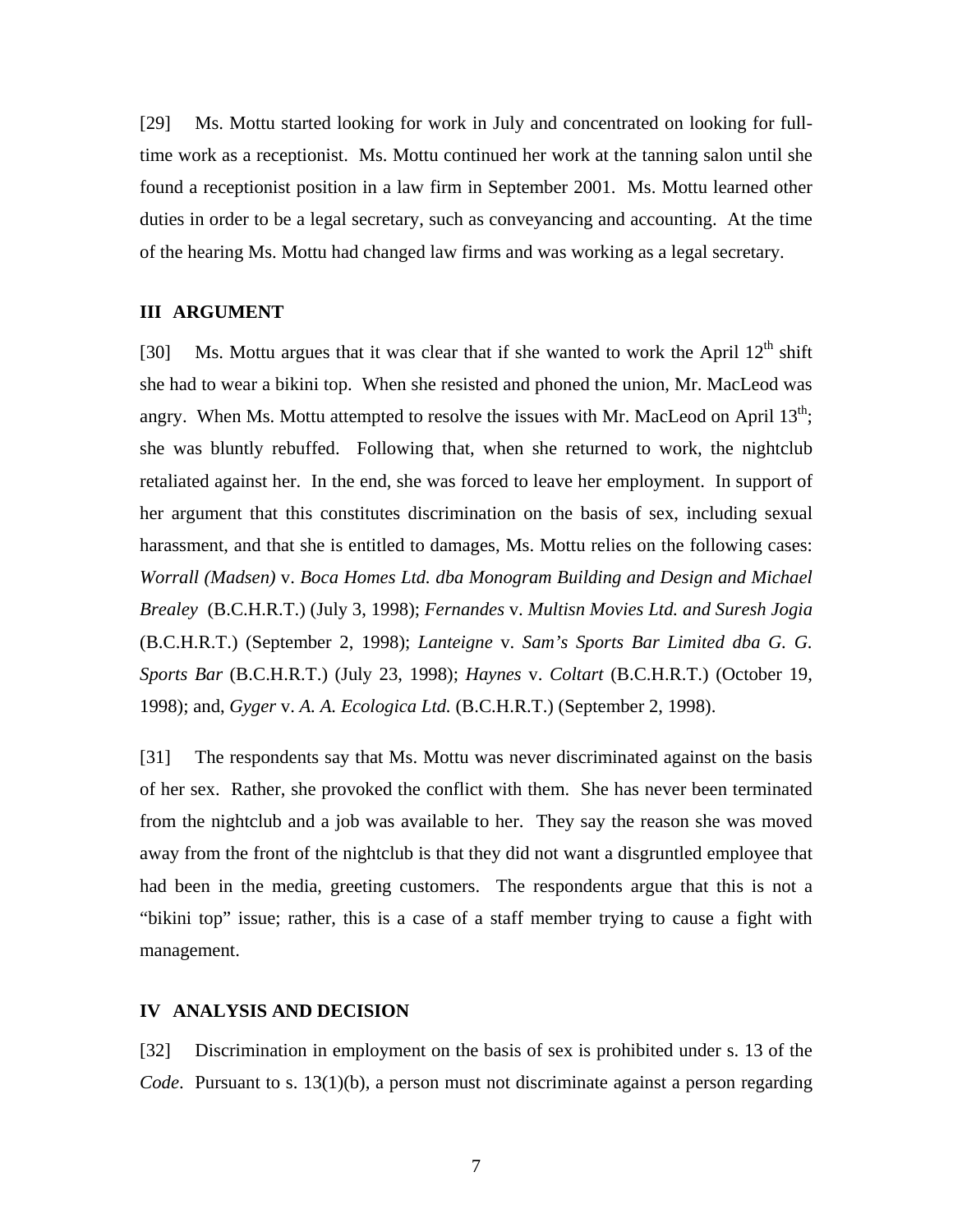[29] Ms. Mottu started looking for work in July and concentrated on looking for full-time work as a receptionist. Ms. Mottu continued her work at the tanning salon until she found a receptionist position in a law firm in September 2001. Ms. Mottu learned other duties in order to be a legal secretary, such as conveyancing and accounting. At the time of the hearing Ms. Mottu had changed law firms and was working as a legal secretary.

## III ARGUMENT

[30] Ms. Mottu argues that it was clear that if she wanted to work the April 12th shift she had to wear a bikini top. When she resisted and phoned the union, Mr. MacLeod was angry. When Ms. Mottu attempted to resolve the issues with Mr. MacLeod on April 13th; she was bluntly rebuffed. Following that, when she returned to work, the nightclub retaliated against her. In the end, she was forced to leave her employment. In support of her argument that this constitutes discrimination on the basis of sex, including sexual harassment, and that she is entitled to damages, Ms. Mottu relies on the following cases: *Worrall (Madsen)* v. *Boca Homes Ltd. dba Monogram Building and Design and Michael Brealey* (B.C.H.R.T.) (July 3, 1998); *Fernandes* v. *Multisn Movies Ltd. and Suresh Jogia* (B.C.H.R.T.) (September 2, 1998); *Lanteigne* v. *Sam's Sports Bar Limited dba G. G. Sports Bar* (B.C.H.R.T.) (July 23, 1998); *Haynes* v. *Coltart* (B.C.H.R.T.) (October 19, 1998); and, *Gyger* v. *A. A. Ecologica Ltd.* (B.C.H.R.T.) (September 2, 1998).

[31] The respondents say that Ms. Mottu was never discriminated against on the basis of her sex. Rather, she provoked the conflict with them. She has never been terminated from the nightclub and a job was available to her. They say the reason she was moved away from the front of the nightclub is that they did not want a disgruntled employee that had been in the media, greeting customers. The respondents argue that this is not a "bikini top" issue; rather, this is a case of a staff member trying to cause a fight with management.

## IV ANALYSIS AND DECISION

[32] Discrimination in employment on the basis of sex is prohibited under s. 13 of the *Code*. Pursuant to s. 13(1)(b), a person must not discriminate against a person regarding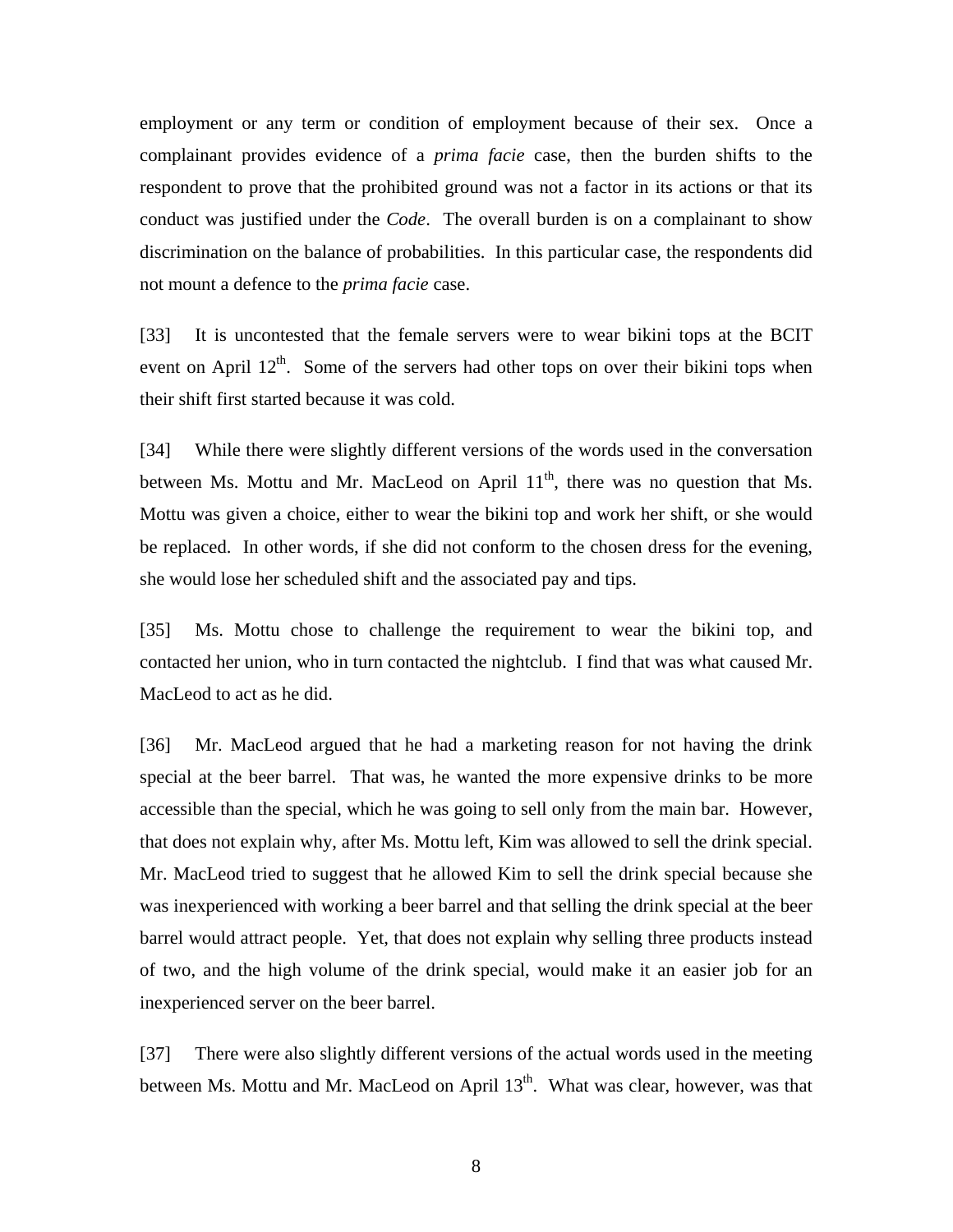employment or any term or condition of employment because of their sex. Once a complainant provides evidence of a *prima facie* case, then the burden shifts to the respondent to prove that the prohibited ground was not a factor in its actions or that its conduct was justified under the *Code*. The overall burden is on a complainant to show discrimination on the balance of probabilities. In this particular case, the respondents did not mount a defence to the *prima facie* case.

[33] It is uncontested that the female servers were to wear bikini tops at the BCIT event on April 12th. Some of the servers had other tops on over their bikini tops when their shift first started because it was cold.

[34] While there were slightly different versions of the words used in the conversation between Ms. Mottu and Mr. MacLeod on April 11th, there was no question that Ms. Mottu was given a choice, either to wear the bikini top and work her shift, or she would be replaced. In other words, if she did not conform to the chosen dress for the evening, she would lose her scheduled shift and the associated pay and tips.

[35] Ms. Mottu chose to challenge the requirement to wear the bikini top, and contacted her union, who in turn contacted the nightclub. I find that was what caused Mr. MacLeod to act as he did.

[36] Mr. MacLeod argued that he had a marketing reason for not having the drink special at the beer barrel. That was, he wanted the more expensive drinks to be more accessible than the special, which he was going to sell only from the main bar. However, that does not explain why, after Ms. Mottu left, Kim was allowed to sell the drink special. Mr. MacLeod tried to suggest that he allowed Kim to sell the drink special because she was inexperienced with working a beer barrel and that selling the drink special at the beer barrel would attract people. Yet, that does not explain why selling three products instead of two, and the high volume of the drink special, would make it an easier job for an inexperienced server on the beer barrel.

[37] There were also slightly different versions of the actual words used in the meeting between Ms. Mottu and Mr. MacLeod on April 13th. What was clear, however, was that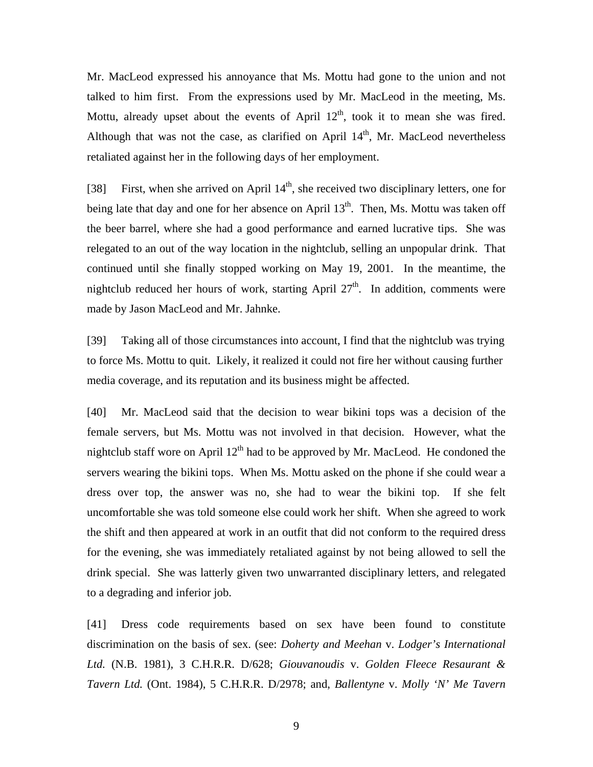Mr. MacLeod expressed his annoyance that Ms. Mottu had gone to the union and not talked to him first. From the expressions used by Mr. MacLeod in the meeting, Ms. Mottu, already upset about the events of April 12th, took it to mean she was fired. Although that was not the case, as clarified on April 14th, Mr. MacLeod nevertheless retaliated against her in the following days of her employment.

[38] First, when she arrived on April 14th, she received two disciplinary letters, one for being late that day and one for her absence on April 13th. Then, Ms. Mottu was taken off the beer barrel, where she had a good performance and earned lucrative tips. She was relegated to an out of the way location in the nightclub, selling an unpopular drink. That continued until she finally stopped working on May 19, 2001. In the meantime, the nightclub reduced her hours of work, starting April 27th. In addition, comments were made by Jason MacLeod and Mr. Jahnke.

[39] Taking all of those circumstances into account, I find that the nightclub was trying to force Ms. Mottu to quit. Likely, it realized it could not fire her without causing further media coverage, and its reputation and its business might be affected.

[40] Mr. MacLeod said that the decision to wear bikini tops was a decision of the female servers, but Ms. Mottu was not involved in that decision. However, what the nightclub staff wore on April 12th had to be approved by Mr. MacLeod. He condoned the servers wearing the bikini tops. When Ms. Mottu asked on the phone if she could wear a dress over top, the answer was no, she had to wear the bikini top. If she felt uncomfortable she was told someone else could work her shift. When she agreed to work the shift and then appeared at work in an outfit that did not conform to the required dress for the evening, she was immediately retaliated against by not being allowed to sell the drink special. She was latterly given two unwarranted disciplinary letters, and relegated to a degrading and inferior job.

[41] Dress code requirements based on sex have been found to constitute discrimination on the basis of sex. (see: *Doherty and Meehan* v. *Lodger's International Ltd.* (N.B. 1981), 3 C.H.R.R. D/628; *Giouvanoudis* v. *Golden Fleece Resaurant & Tavern Ltd.* (Ont. 1984), 5 C.H.R.R. D/2978; and, *Ballentyne* v. *Molly 'N' Me Tavern*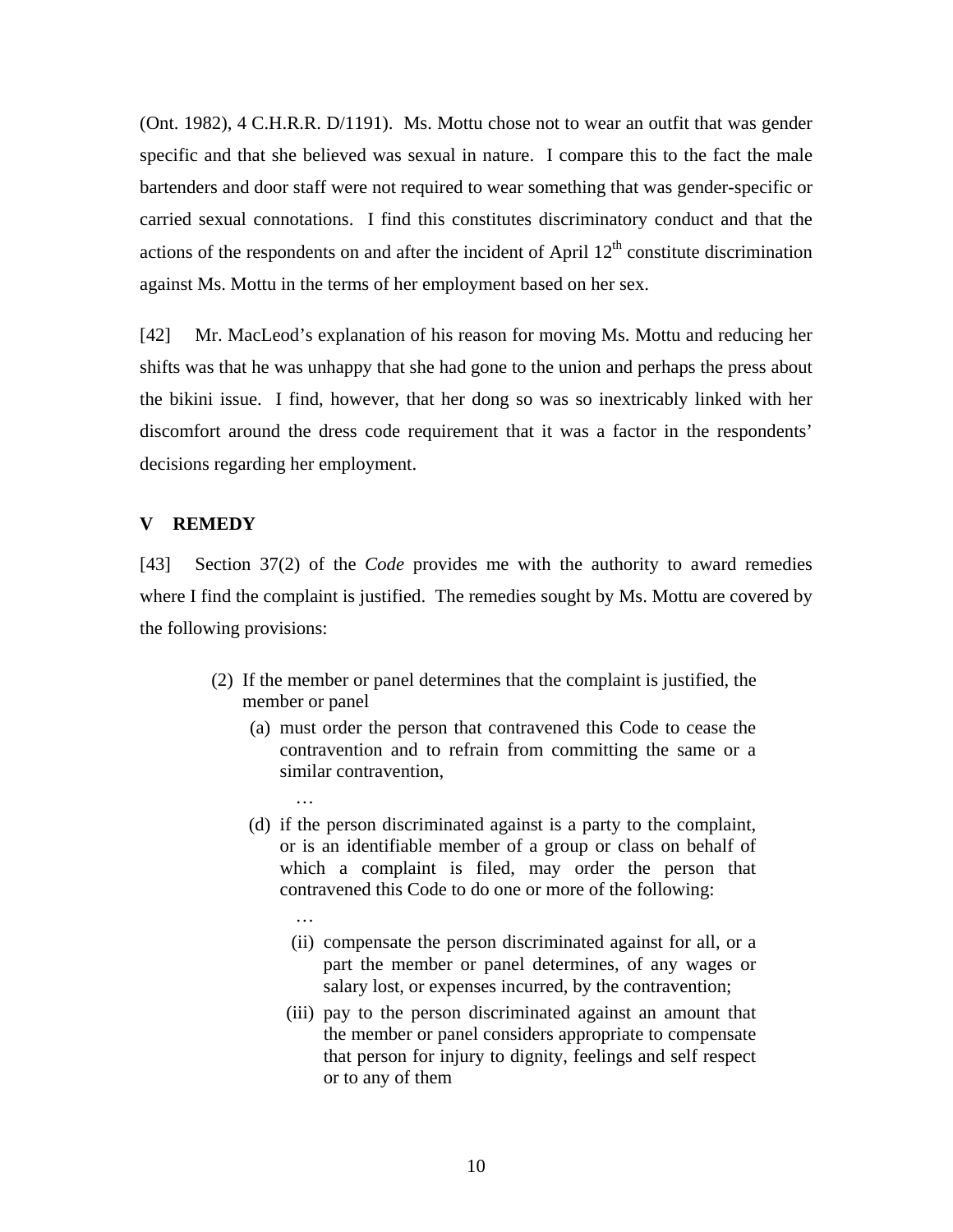(Ont. 1982), 4 C.H.R.R. D/1191). Ms. Mottu chose not to wear an outfit that was gender specific and that she believed was sexual in nature. I compare this to the fact the male bartenders and door staff were not required to wear something that was gender-specific or carried sexual connotations. I find this constitutes discriminatory conduct and that the actions of the respondents on and after the incident of April 12th constitute discrimination against Ms. Mottu in the terms of her employment based on her sex.

[42] Mr. MacLeod's explanation of his reason for moving Ms. Mottu and reducing her shifts was that he was unhappy that she had gone to the union and perhaps the press about the bikini issue. I find, however, that her dong so was so inextricably linked with her discomfort around the dress code requirement that it was a factor in the respondents' decisions regarding her employment.

## V REMEDY

[43] Section 37(2) of the *Code* provides me with the authority to award remedies where I find the complaint is justified. The remedies sought by Ms. Mottu are covered by the following provisions:

> (2) If the member or panel determines that the complaint is justified, the member or panel
>
> (a) must order the person that contravened this Code to cease the contravention and to refrain from committing the same or a similar contravention,
>
> …
>
> (d) if the person discriminated against is a party to the complaint, or is an identifiable member of a group or class on behalf of which a complaint is filed, may order the person that contravened this Code to do one or more of the following:
>
> …
>
> (ii) compensate the person discriminated against for all, or a part the member or panel determines, of any wages or salary lost, or expenses incurred, by the contravention;
>
> (iii) pay to the person discriminated against an amount that the member or panel considers appropriate to compensate that person for injury to dignity, feelings and self respect or to any of them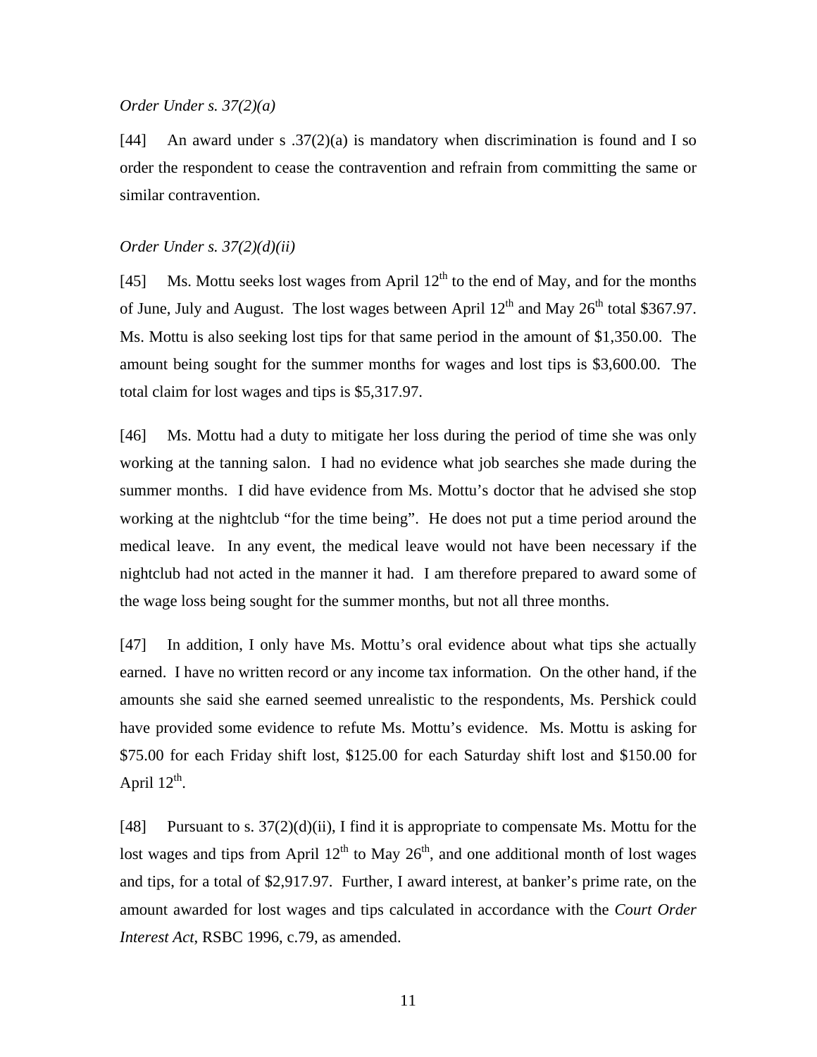*Order Under s. 37(2)(a)*

[44] An award under s .37(2)(a) is mandatory when discrimination is found and I so order the respondent to cease the contravention and refrain from committing the same or similar contravention.

*Order Under s. 37(2)(d)(ii)*

[45] Ms. Mottu seeks lost wages from April 12th to the end of May, and for the months of June, July and August. The lost wages between April 12th and May 26th total $367.97. Ms. Mottu is also seeking lost tips for that same period in the amount of $1,350.00. The amount being sought for the summer months for wages and lost tips is $3,600.00. The total claim for lost wages and tips is $5,317.97.

[46] Ms. Mottu had a duty to mitigate her loss during the period of time she was only working at the tanning salon. I had no evidence what job searches she made during the summer months. I did have evidence from Ms. Mottu's doctor that he advised she stop working at the nightclub "for the time being". He does not put a time period around the medical leave. In any event, the medical leave would not have been necessary if the nightclub had not acted in the manner it had. I am therefore prepared to award some of the wage loss being sought for the summer months, but not all three months.

[47] In addition, I only have Ms. Mottu's oral evidence about what tips she actually earned. I have no written record or any income tax information. On the other hand, if the amounts she said she earned seemed unrealistic to the respondents, Ms. Pershick could have provided some evidence to refute Ms. Mottu's evidence. Ms. Mottu is asking for $75.00 for each Friday shift lost, $125.00 for each Saturday shift lost and $150.00 for April 12th.

[48] Pursuant to s. 37(2)(d)(ii), I find it is appropriate to compensate Ms. Mottu for the lost wages and tips from April 12th to May 26th, and one additional month of lost wages and tips, for a total of $2,917.97. Further, I award interest, at banker's prime rate, on the amount awarded for lost wages and tips calculated in accordance with the *Court Order Interest Act*, RSBC 1996, c.79, as amended.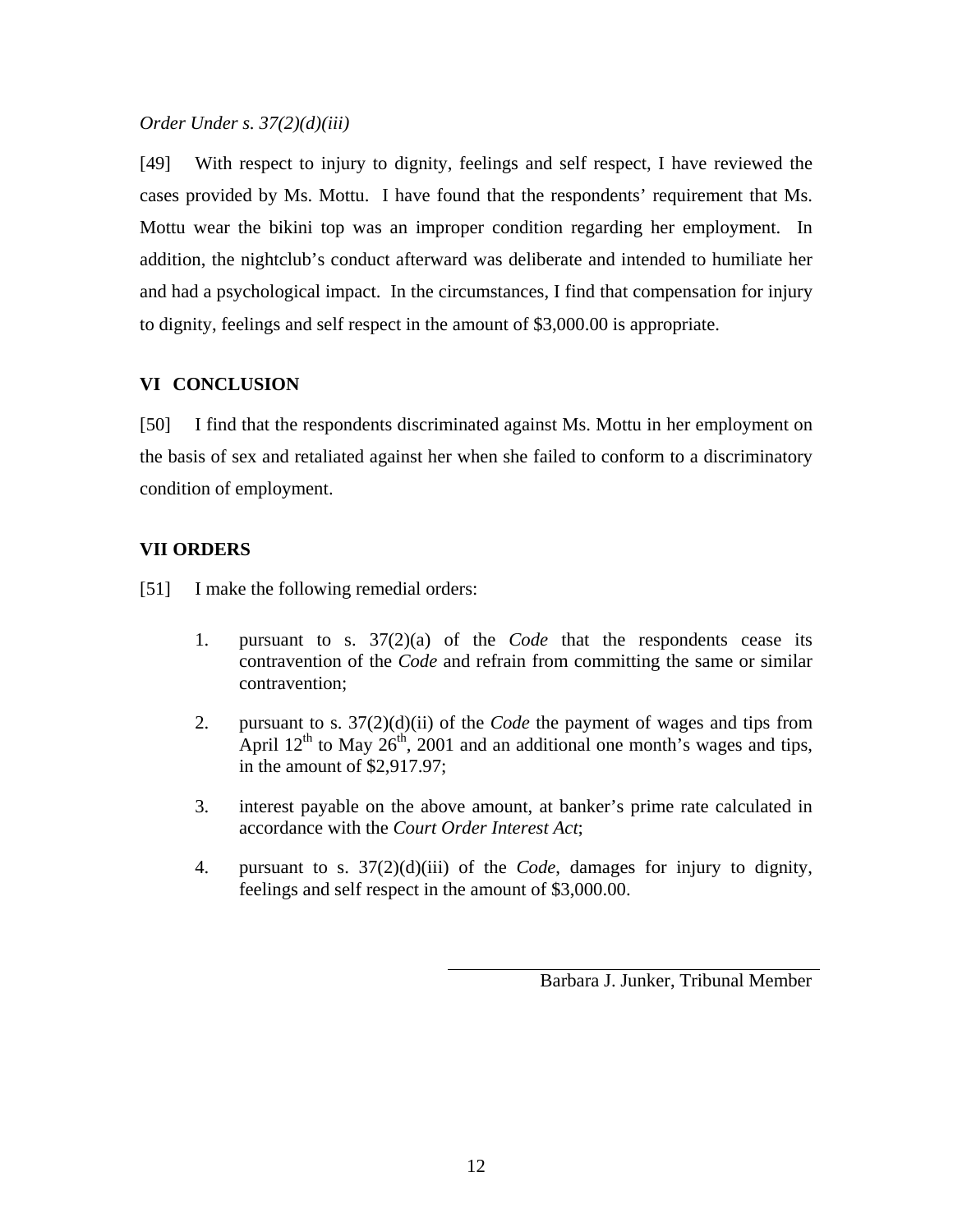*Order Under s. 37(2)(d)(iii)*

[49] With respect to injury to dignity, feelings and self respect, I have reviewed the cases provided by Ms. Mottu. I have found that the respondents' requirement that Ms. Mottu wear the bikini top was an improper condition regarding her employment. In addition, the nightclub's conduct afterward was deliberate and intended to humiliate her and had a psychological impact. In the circumstances, I find that compensation for injury to dignity, feelings and self respect in the amount of $3,000.00 is appropriate.

## VI CONCLUSION

[50] I find that the respondents discriminated against Ms. Mottu in her employment on the basis of sex and retaliated against her when she failed to conform to a discriminatory condition of employment.

## VII ORDERS

[51] I make the following remedial orders:

1. pursuant to s. 37(2)(a) of the *Code* that the respondents cease its contravention of the *Code* and refrain from committing the same or similar contravention;
2. pursuant to s. 37(2)(d)(ii) of the *Code* the payment of wages and tips from April 12th to May 26th, 2001 and an additional one month's wages and tips, in the amount of $2,917.97;
3. interest payable on the above amount, at banker's prime rate calculated in accordance with the *Court Order Interest Act*;
4. pursuant to s. 37(2)(d)(iii) of the *Code*, damages for injury to dignity, feelings and self respect in the amount of $3,000.00.

Barbara J. Junker, Tribunal Member